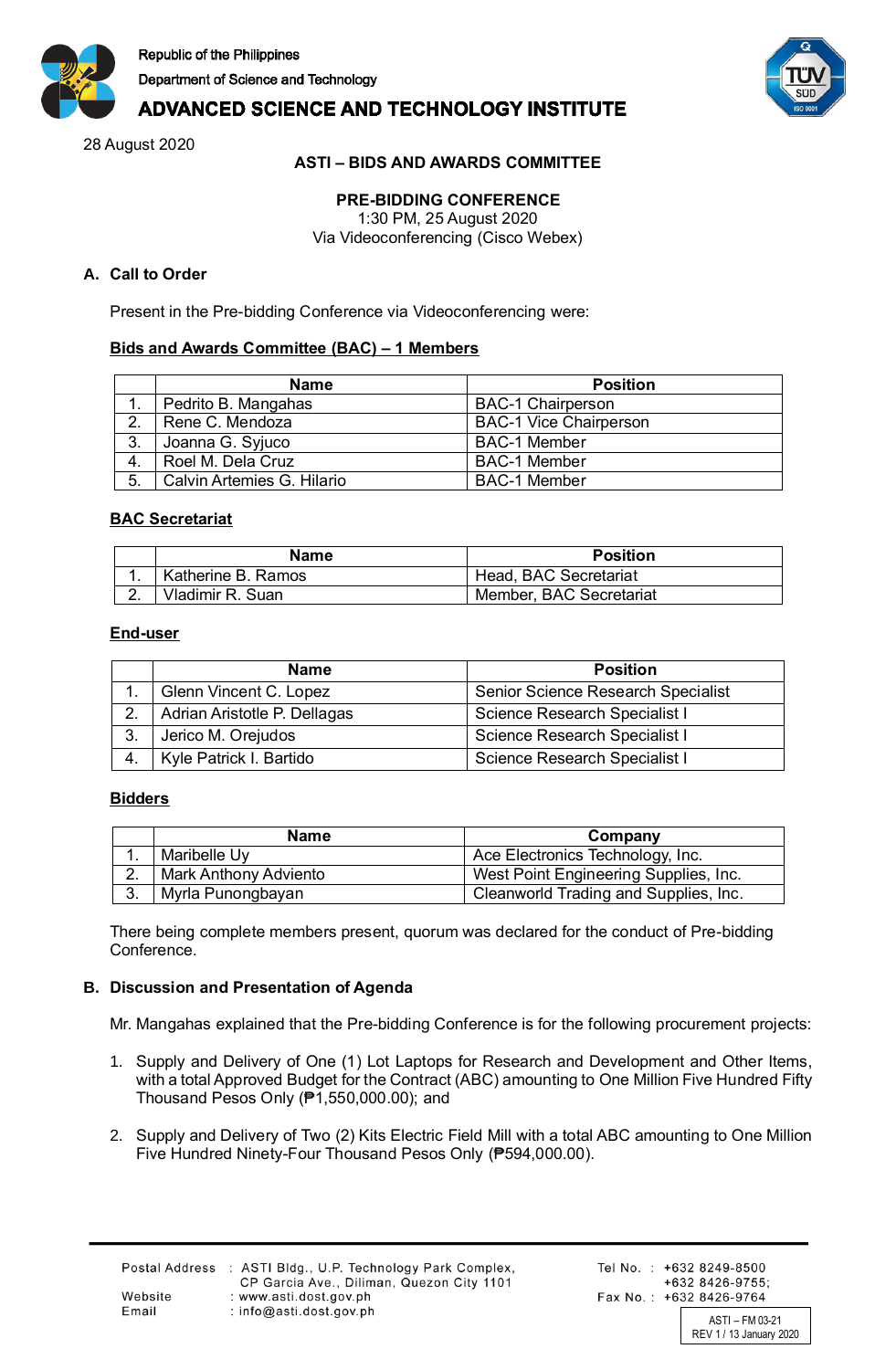Republic of the Philippines

Department of Science and Technology

# ADVANCED SCIENCE AND TECHNOLOGY INSTITUTE

28 August 2020

**ASTI – BIDS AND AWARDS COMMITTEE**

**PRE-BIDDING CONFERENCE**

1:30 PM, 25 August 2020

Via Videoconferencing (Cisco Webex)

## A. Call to Order

Present in the Pre-bidding Conference via Videoconferencing were:

**Bids and Awards Committee (BAC) – 1 Members**

| | Name | Position |
|---|---|---|
| 1. | Pedrito B. Mangahas | BAC-1 Chairperson |
| 2. | Rene C. Mendoza | BAC-1 Vice Chairperson |
| 3. | Joanna G. Syjuco | BAC-1 Member |
| 4. | Roel M. Dela Cruz | BAC-1 Member |
| 5. | Calvin Artemies G. Hilario | BAC-1 Member |

**BAC Secretariat**

| | Name | Position |
|---|---|---|
| 1. | Katherine B. Ramos | Head, BAC Secretariat |
| 2. | Vladimir R. Suan | Member, BAC Secretariat |

**End-user**

| | Name | Position |
|---|---|---|
| 1. | Glenn Vincent C. Lopez | Senior Science Research Specialist |
| 2. | Adrian Aristotle P. Dellagas | Science Research Specialist I |
| 3. | Jerico M. Orejudos | Science Research Specialist I |
| 4. | Kyle Patrick I. Bartido | Science Research Specialist I |

**Bidders**

| | Name | Company |
|---|---|---|
| 1. | Maribelle Uy | Ace Electronics Technology, Inc. |
| 2. | Mark Anthony Adviento | West Point Engineering Supplies, Inc. |
| 3. | Myrla Punongbayan | Cleanworld Trading and Supplies, Inc. |

There being complete members present, quorum was declared for the conduct of Pre-bidding Conference.

## B. Discussion and Presentation of Agenda

Mr. Mangahas explained that the Pre-bidding Conference is for the following procurement projects:

1. Supply and Delivery of One (1) Lot Laptops for Research and Development and Other Items, with a total Approved Budget for the Contract (ABC) amounting to One Million Five Hundred Fifty Thousand Pesos Only (₱1,550,000.00); and

2. Supply and Delivery of Two (2) Kits Electric Field Mill with a total ABC amounting to One Million Five Hundred Ninety-Four Thousand Pesos Only (₱594,000.00).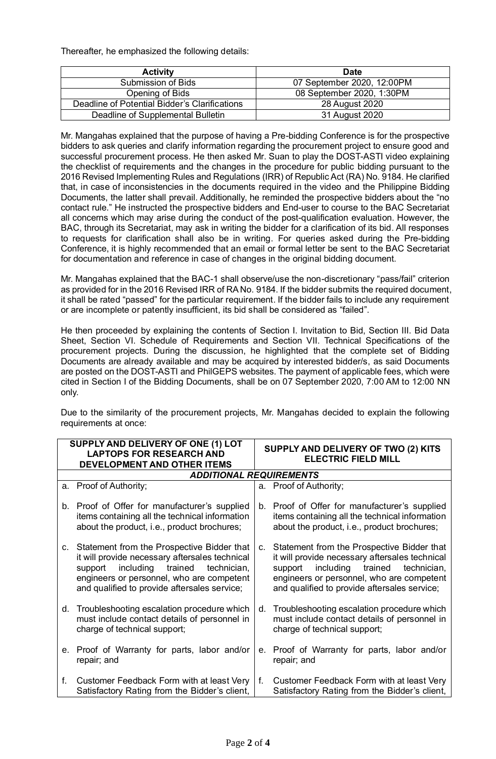Thereafter, he emphasized the following details:

| Activity | Date |
|---|---|
| Submission of Bids | 07 September 2020, 12:00PM |
| Opening of Bids | 08 September 2020, 1:30PM |
| Deadline of Potential Bidder's Clarifications | 28 August 2020 |
| Deadline of Supplemental Bulletin | 31 August 2020 |

Mr. Mangahas explained that the purpose of having a Pre-bidding Conference is for the prospective bidders to ask queries and clarify information regarding the procurement project to ensure good and successful procurement process. He then asked Mr. Suan to play the DOST-ASTI video explaining the checklist of requirements and the changes in the procedure for public bidding pursuant to the 2016 Revised Implementing Rules and Regulations (IRR) of Republic Act (RA) No. 9184. He clarified that, in case of inconsistencies in the documents required in the video and the Philippine Bidding Documents, the latter shall prevail. Additionally, he reminded the prospective bidders about the "no contact rule." He instructed the prospective bidders and End-user to course to the BAC Secretariat all concerns which may arise during the conduct of the post-qualification evaluation. However, the BAC, through its Secretariat, may ask in writing the bidder for a clarification of its bid. All responses to requests for clarification shall also be in writing. For queries asked during the Pre-bidding Conference, it is highly recommended that an email or formal letter be sent to the BAC Secretariat for documentation and reference in case of changes in the original bidding document.

Mr. Mangahas explained that the BAC-1 shall observe/use the non-discretionary "pass/fail" criterion as provided for in the 2016 Revised IRR of RA No. 9184. If the bidder submits the required document, it shall be rated "passed" for the particular requirement. If the bidder fails to include any requirement or are incomplete or patently insufficient, its bid shall be considered as "failed".

He then proceeded by explaining the contents of Section I. Invitation to Bid, Section III. Bid Data Sheet, Section VI. Schedule of Requirements and Section VII. Technical Specifications of the procurement projects. During the discussion, he highlighted that the complete set of Bidding Documents are already available and may be acquired by interested bidder/s, as said Documents are posted on the DOST-ASTI and PhilGEPS websites. The payment of applicable fees, which were cited in Section I of the Bidding Documents, shall be on 07 September 2020, 7:00 AM to 12:00 NN only.

Due to the similarity of the procurement projects, Mr. Mangahas decided to explain the following requirements at once:

| SUPPLY AND DELIVERY OF ONE (1) LOT LAPTOPS FOR RESEARCH AND DEVELOPMENT AND OTHER ITEMS | SUPPLY AND DELIVERY OF TWO (2) KITS ELECTRIC FIELD MILL |
|---|---|
| ***ADDITIONAL REQUIREMENTS*** | |
| a. Proof of Authority; | a. Proof of Authority; |
| b. Proof of Offer for manufacturer's supplied items containing all the technical information about the product, i.e., product brochures; | b. Proof of Offer for manufacturer's supplied items containing all the technical information about the product, i.e., product brochures; |
| c. Statement from the Prospective Bidder that it will provide necessary aftersales technical support including trained technician, engineers or personnel, who are competent and qualified to provide aftersales service; | c. Statement from the Prospective Bidder that it will provide necessary aftersales technical support including trained technician, engineers or personnel, who are competent and qualified to provide aftersales service; |
| d. Troubleshooting escalation procedure which must include contact details of personnel in charge of technical support; | d. Troubleshooting escalation procedure which must include contact details of personnel in charge of technical support; |
| e. Proof of Warranty for parts, labor and/or repair; and | e. Proof of Warranty for parts, labor and/or repair; and |
| f. Customer Feedback Form with at least Very Satisfactory Rating from the Bidder's client, | f. Customer Feedback Form with at least Very Satisfactory Rating from the Bidder's client, |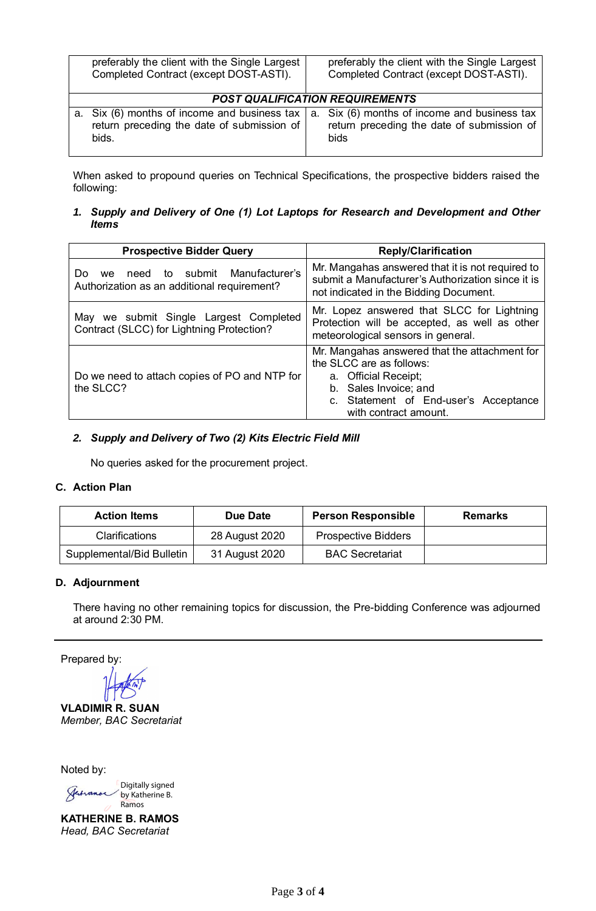| preferably the client with the Single Largest Completed Contract (except DOST-ASTI). | preferably the client with the Single Largest Completed Contract (except DOST-ASTI). |
|---|---|
| ***POST QUALIFICATION REQUIREMENTS*** | |
| a. Six (6) months of income and business tax return preceding the date of submission of bids. | a. Six (6) months of income and business tax return preceding the date of submission of bids |

When asked to propound queries on Technical Specifications, the prospective bidders raised the following:

***1. Supply and Delivery of One (1) Lot Laptops for Research and Development and Other Items***

| Prospective Bidder Query | Reply/Clarification |
|---|---|
| Do we need to submit Manufacturer's Authorization as an additional requirement? | Mr. Mangahas answered that it is not required to submit a Manufacturer's Authorization since it is not indicated in the Bidding Document. |
| May we submit Single Largest Completed Contract (SLCC) for Lightning Protection? | Mr. Lopez answered that SLCC for Lightning Protection will be accepted, as well as other meteorological sensors in general. |
| Do we need to attach copies of PO and NTP for the SLCC? | Mr. Mangahas answered that the attachment for the SLCC are as follows: a. Official Receipt; b. Sales Invoice; and c. Statement of End-user's Acceptance with contract amount. |

***2. Supply and Delivery of Two (2) Kits Electric Field Mill***

No queries asked for the procurement project.

**C. Action Plan**

| Action Items | Due Date | Person Responsible | Remarks |
|---|---|---|---|
| Clarifications | 28 August 2020 | Prospective Bidders | |
| Supplemental/Bid Bulletin | 31 August 2020 | BAC Secretariat | |

**D. Adjournment**

There having no other remaining topics for discussion, the Pre-bidding Conference was adjourned at around 2:30 PM.

---

Prepared by:

**VLADIMIR R. SUAN**
*Member, BAC Secretariat*

Noted by:

Digitally signed by Katherine B. Ramos

**KATHERINE B. RAMOS**
*Head, BAC Secretariat*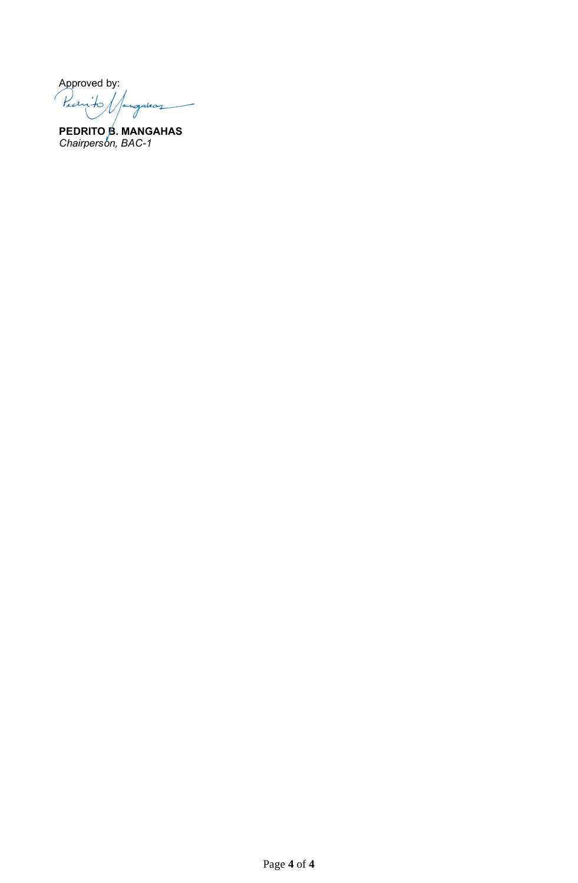Approved by:

**PEDRITO B. MANGAHAS**
*Chairperson, BAC-1*